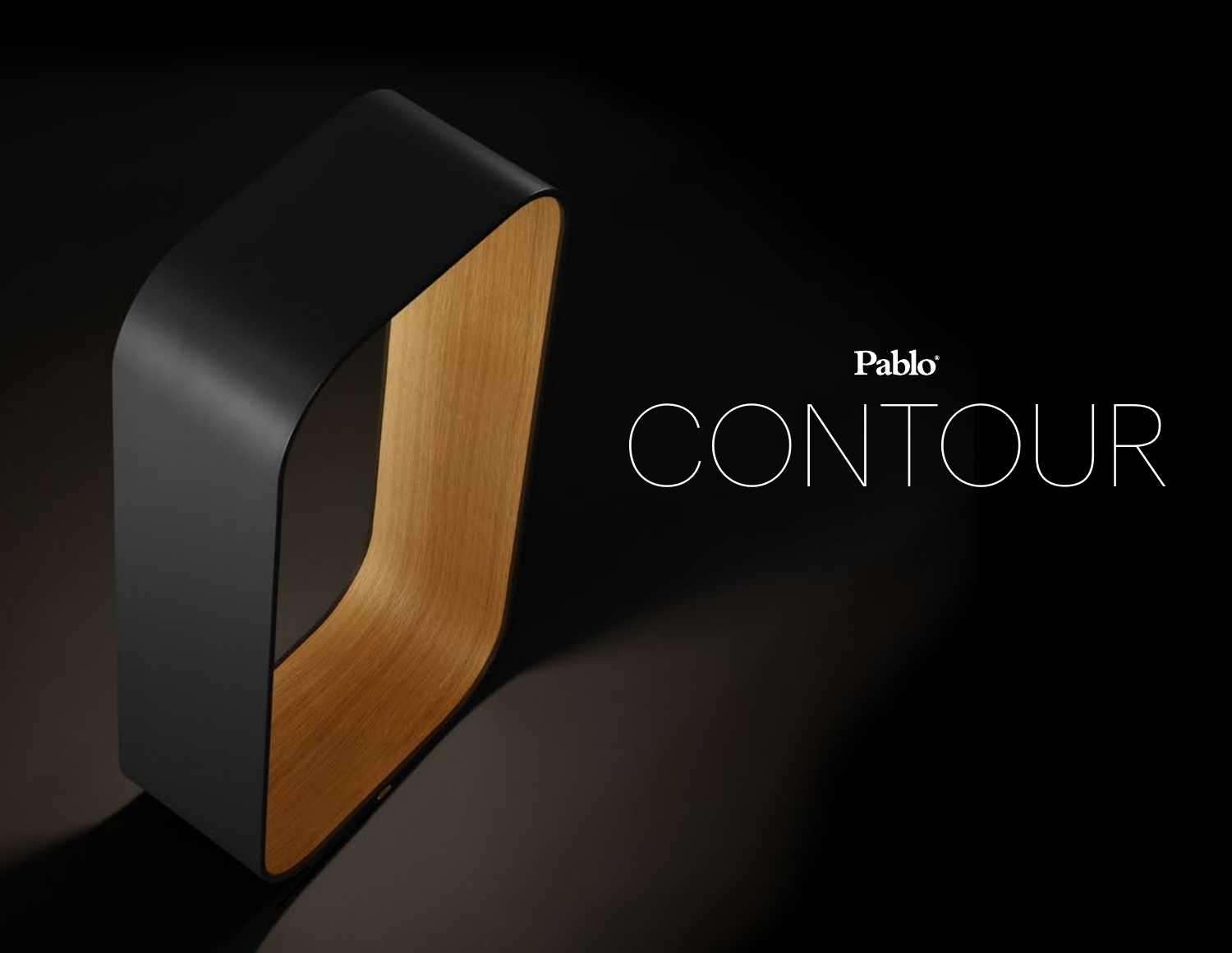Pablo®

# CONTOUR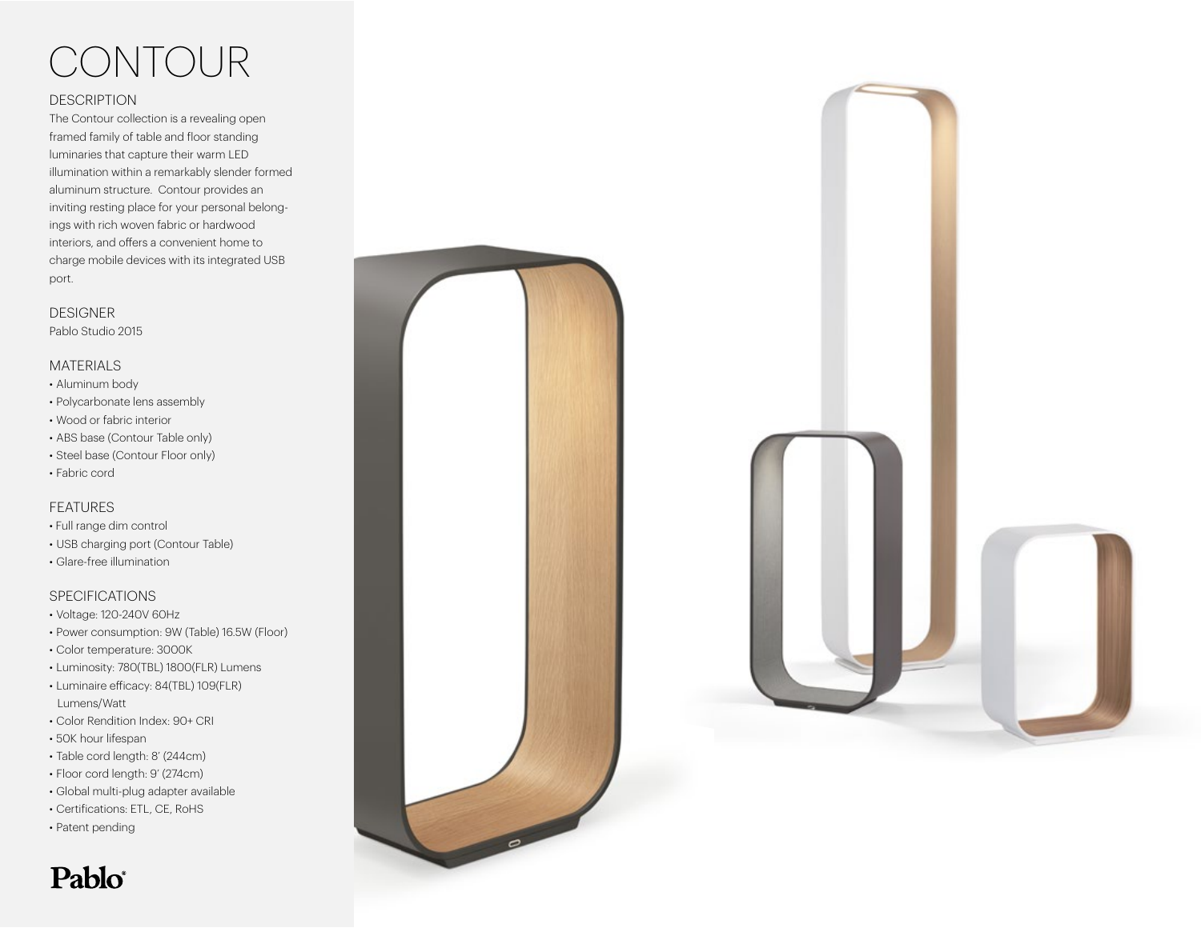# CONTOUR

## DESCRIPTION

The Contour collection is a revealing open framed family of table and floor standing luminaries that capture their warm LED illumination within a remarkably slender formed aluminum structure. Contour provides an inviting resting place for your personal belongings with rich woven fabric or hardwood interiors, and offers a convenient home to charge mobile devices with its integrated USB port.

## DESIGNER

Pablo Studio 2015

## MATERIALS

- Aluminum body
- Polycarbonate lens assembly
- Wood or fabric interior
- ABS base (Contour Table only)
- Steel base (Contour Floor only)
- Fabric cord

## FEATURES

- Full range dim control
- USB charging port (Contour Table)
- Glare-free illumination

## SPECIFICATIONS

- Voltage: 120-240V 60Hz
- Power consumption: 9W (Table) 16.5W (Floor)
- Color temperature: 3000K
- Luminosity: 780(TBL) 1800(FLR) Lumens
- Luminaire efficacy: 84(TBL) 109(FLR) Lumens/Watt
- Color Rendition Index: 90+ CRI
- 50K hour lifespan
- Table cord length: 8' (244cm)
- Floor cord length: 9' (274cm)
- Global multi-plug adapter available
- Certifications: ETL, CE, RoHS
- Patent pending

**Pablo**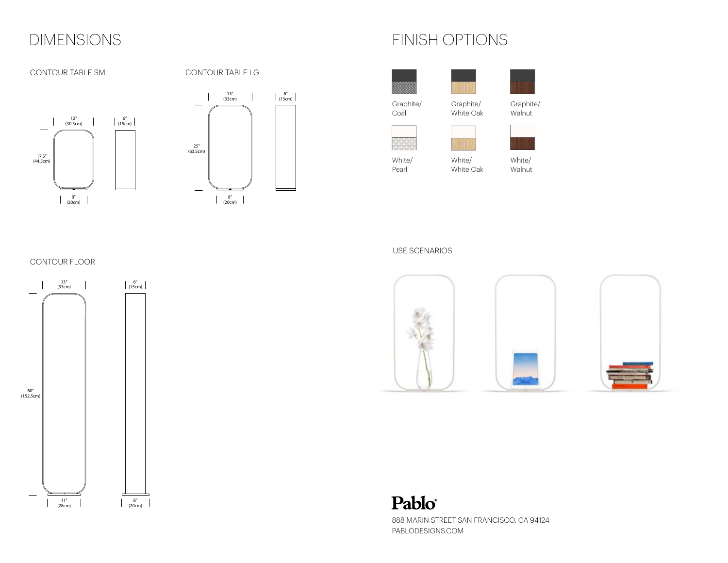# DIMENSIONS

## CONTOUR TABLE SM

12"
(30.5cm)

6"
(15cm)

17.5"
(44.5cm)

8"
(20cm)

## CONTOUR TABLE LG

13"
(33cm)

6"
(15cm)

25"
(63.5cm)

8"
(20cm)

## CONTOUR FLOOR

13"
(33cm)

6"
(15cm)

60"
(152.5cm)

11"
(28cm)

8"
(20cm)

# FINISH OPTIONS

Graphite/
Coal

Graphite/
White Oak

Graphite/
Walnut

White/
Pearl

White/
White Oak

White/
Walnut

## USE SCENARIOS

**Pablo**®

888 MARIN STREET SAN FRANCISCO, CA 94124
PABLODESIGNS.COM